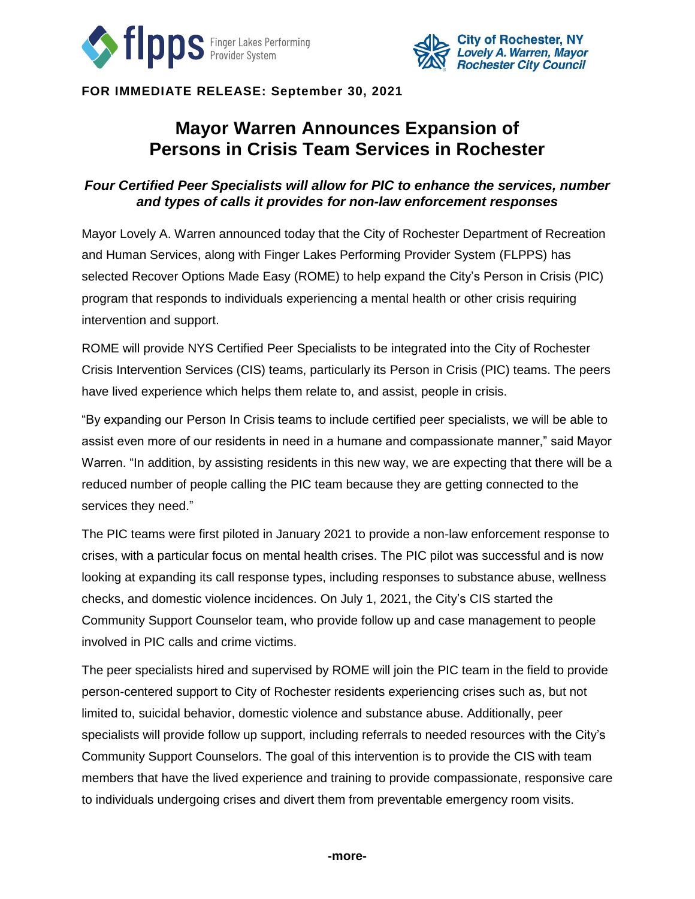flpps Finger Lakes Performing Provider System

City of Rochester, NY
*Lovely A. Warren, Mayor*
*Rochester City Council*

**FOR IMMEDIATE RELEASE: September 30, 2021**

# Mayor Warren Announces Expansion of Persons in Crisis Team Services in Rochester

### *Four Certified Peer Specialists will allow for PIC to enhance the services, number and types of calls it provides for non-law enforcement responses*

Mayor Lovely A. Warren announced today that the City of Rochester Department of Recreation and Human Services, along with Finger Lakes Performing Provider System (FLPPS) has selected Recover Options Made Easy (ROME) to help expand the City's Person in Crisis (PIC) program that responds to individuals experiencing a mental health or other crisis requiring intervention and support.

ROME will provide NYS Certified Peer Specialists to be integrated into the City of Rochester Crisis Intervention Services (CIS) teams, particularly its Person in Crisis (PIC) teams. The peers have lived experience which helps them relate to, and assist, people in crisis.

"By expanding our Person In Crisis teams to include certified peer specialists, we will be able to assist even more of our residents in need in a humane and compassionate manner," said Mayor Warren. "In addition, by assisting residents in this new way, we are expecting that there will be a reduced number of people calling the PIC team because they are getting connected to the services they need."

The PIC teams were first piloted in January 2021 to provide a non-law enforcement response to crises, with a particular focus on mental health crises. The PIC pilot was successful and is now looking at expanding its call response types, including responses to substance abuse, wellness checks, and domestic violence incidences. On July 1, 2021, the City's CIS started the Community Support Counselor team, who provide follow up and case management to people involved in PIC calls and crime victims.

The peer specialists hired and supervised by ROME will join the PIC team in the field to provide person-centered support to City of Rochester residents experiencing crises such as, but not limited to, suicidal behavior, domestic violence and substance abuse. Additionally, peer specialists will provide follow up support, including referrals to needed resources with the City's Community Support Counselors. The goal of this intervention is to provide the CIS with team members that have the lived experience and training to provide compassionate, responsive care to individuals undergoing crises and divert them from preventable emergency room visits.

**-more-**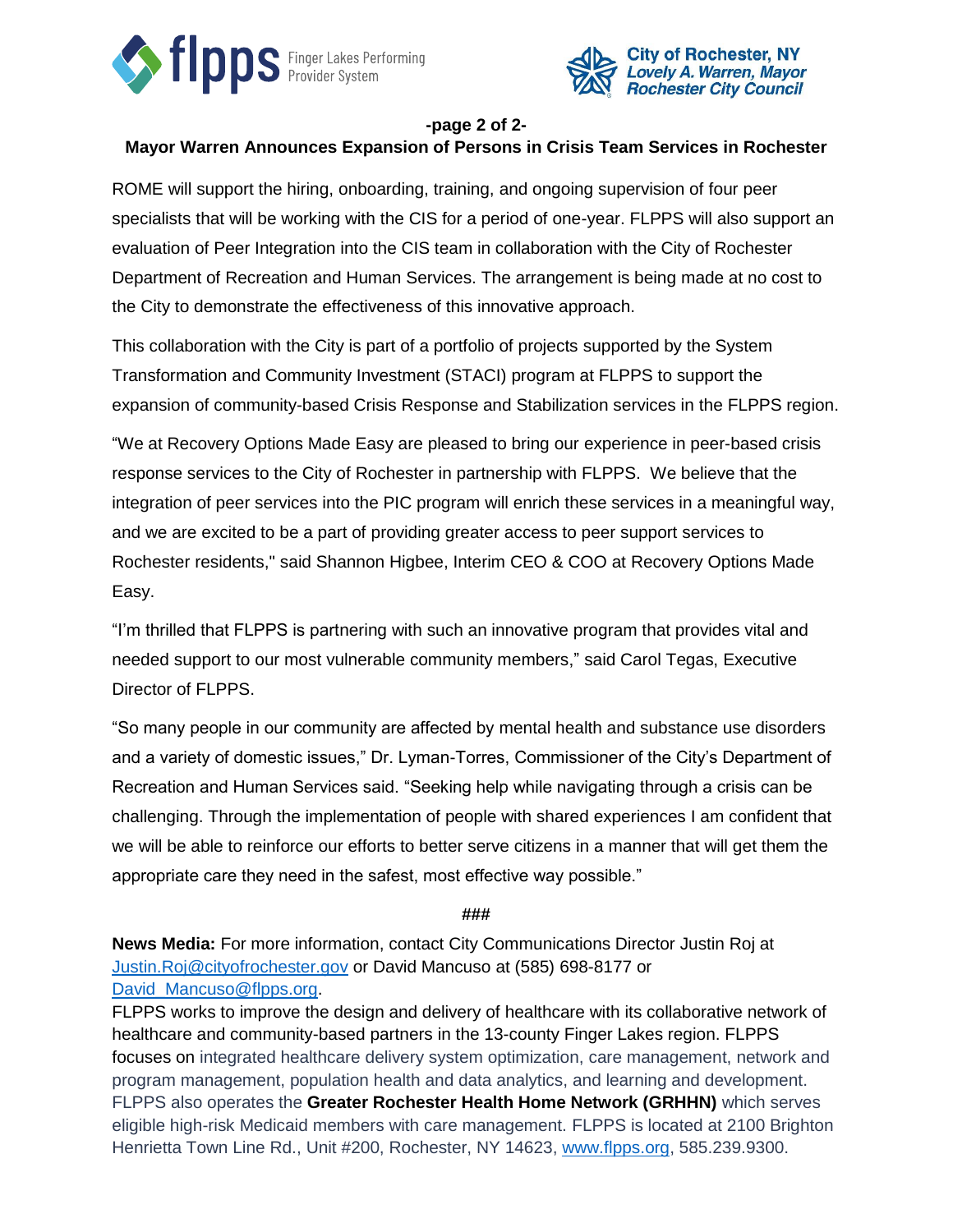**Mayor Warren Announces Expansion of Persons in Crisis Team Services in Rochester**

ROME will support the hiring, onboarding, training, and ongoing supervision of four peer specialists that will be working with the CIS for a period of one-year. FLPPS will also support an evaluation of Peer Integration into the CIS team in collaboration with the City of Rochester Department of Recreation and Human Services. The arrangement is being made at no cost to the City to demonstrate the effectiveness of this innovative approach.

This collaboration with the City is part of a portfolio of projects supported by the System Transformation and Community Investment (STACI) program at FLPPS to support the expansion of community-based Crisis Response and Stabilization services in the FLPPS region.

"We at Recovery Options Made Easy are pleased to bring our experience in peer-based crisis response services to the City of Rochester in partnership with FLPPS. We believe that the integration of peer services into the PIC program will enrich these services in a meaningful way, and we are excited to be a part of providing greater access to peer support services to Rochester residents," said Shannon Higbee, Interim CEO & COO at Recovery Options Made Easy.

"I'm thrilled that FLPPS is partnering with such an innovative program that provides vital and needed support to our most vulnerable community members," said Carol Tegas, Executive Director of FLPPS.

"So many people in our community are affected by mental health and substance use disorders and a variety of domestic issues," Dr. Lyman-Torres, Commissioner of the City's Department of Recreation and Human Services said. "Seeking help while navigating through a crisis can be challenging. Through the implementation of people with shared experiences I am confident that we will be able to reinforce our efforts to better serve citizens in a manner that will get them the appropriate care they need in the safest, most effective way possible."

###

**News Media:** For more information, contact City Communications Director Justin Roj at Justin.Roj@cityofrochester.gov or David Mancuso at (585) 698-8177 or David_Mancuso@flpps.org.

FLPPS works to improve the design and delivery of healthcare with its collaborative network of healthcare and community-based partners in the 13-county Finger Lakes region. FLPPS focuses on integrated healthcare delivery system optimization, care management, network and program management, population health and data analytics, and learning and development. FLPPS also operates the **Greater Rochester Health Home Network (GRHHN)** which serves eligible high-risk Medicaid members with care management. FLPPS is located at 2100 Brighton Henrietta Town Line Rd., Unit #200, Rochester, NY 14623, www.flpps.org, 585.239.9300.